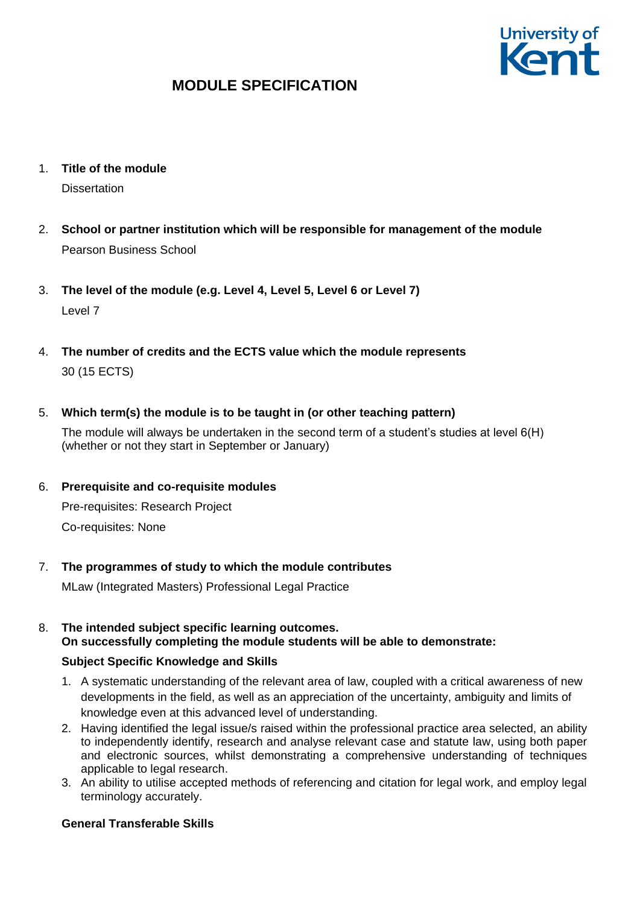# MODULE SPECIFICATION

1. **Title of the module**

   Dissertation

2. **School or partner institution which will be responsible for management of the module**

   Pearson Business School

3. **The level of the module (e.g. Level 4, Level 5, Level 6 or Level 7)**

   Level 7

4. **The number of credits and the ECTS value which the module represents**

   30 (15 ECTS)

5. **Which term(s) the module is to be taught in (or other teaching pattern)**

   The module will always be undertaken in the second term of a student's studies at level 6(H) (whether or not they start in September or January)

6. **Prerequisite and co-requisite modules**

   Pre-requisites: Research Project

   Co-requisites: None

7. **The programmes of study to which the module contributes**

   MLaw (Integrated Masters) Professional Legal Practice

8. **The intended subject specific learning outcomes.**
   **On successfully completing the module students will be able to demonstrate:**

   **Subject Specific Knowledge and Skills**

   1. A systematic understanding of the relevant area of law, coupled with a critical awareness of new developments in the field, as well as an appreciation of the uncertainty, ambiguity and limits of knowledge even at this advanced level of understanding.
   2. Having identified the legal issue/s raised within the professional practice area selected, an ability to independently identify, research and analyse relevant case and statute law, using both paper and electronic sources, whilst demonstrating a comprehensive understanding of techniques applicable to legal research.
   3. An ability to utilise accepted methods of referencing and citation for legal work, and employ legal terminology accurately.

   **General Transferable Skills**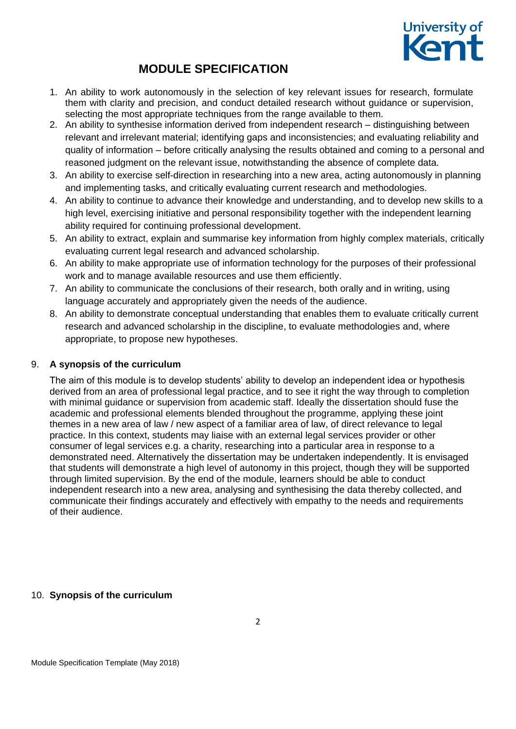# MODULE SPECIFICATION

1. An ability to work autonomously in the selection of key relevant issues for research, formulate them with clarity and precision, and conduct detailed research without guidance or supervision, selecting the most appropriate techniques from the range available to them.
2. An ability to synthesise information derived from independent research – distinguishing between relevant and irrelevant material; identifying gaps and inconsistencies; and evaluating reliability and quality of information – before critically analysing the results obtained and coming to a personal and reasoned judgment on the relevant issue, notwithstanding the absence of complete data.
3. An ability to exercise self-direction in researching into a new area, acting autonomously in planning and implementing tasks, and critically evaluating current research and methodologies.
4. An ability to continue to advance their knowledge and understanding, and to develop new skills to a high level, exercising initiative and personal responsibility together with the independent learning ability required for continuing professional development.
5. An ability to extract, explain and summarise key information from highly complex materials, critically evaluating current legal research and advanced scholarship.
6. An ability to make appropriate use of information technology for the purposes of their professional work and to manage available resources and use them efficiently.
7. An ability to communicate the conclusions of their research, both orally and in writing, using language accurately and appropriately given the needs of the audience.
8. An ability to demonstrate conceptual understanding that enables them to evaluate critically current research and advanced scholarship in the discipline, to evaluate methodologies and, where appropriate, to propose new hypotheses.

## 9. A synopsis of the curriculum

The aim of this module is to develop students' ability to develop an independent idea or hypothesis derived from an area of professional legal practice, and to see it right the way through to completion with minimal guidance or supervision from academic staff. Ideally the dissertation should fuse the academic and professional elements blended throughout the programme, applying these joint themes in a new area of law / new aspect of a familiar area of law, of direct relevance to legal practice. In this context, students may liaise with an external legal services provider or other consumer of legal services e.g. a charity, researching into a particular area in response to a demonstrated need. Alternatively the dissertation may be undertaken independently. It is envisaged that students will demonstrate a high level of autonomy in this project, though they will be supported through limited supervision. By the end of the module, learners should be able to conduct independent research into a new area, analysing and synthesising the data thereby collected, and communicate their findings accurately and effectively with empathy to the needs and requirements of their audience.

## 10. Synopsis of the curriculum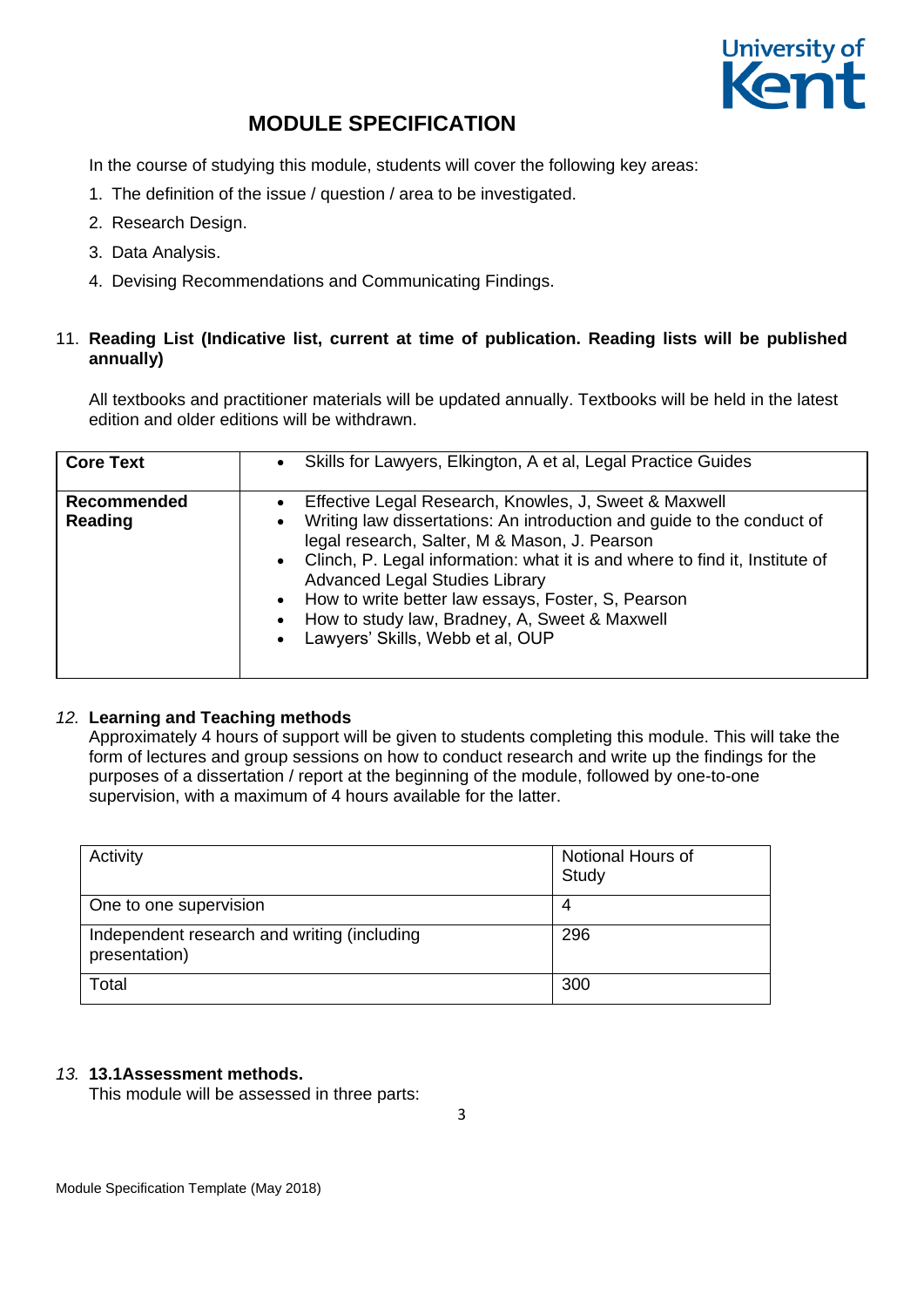## MODULE SPECIFICATION

In the course of studying this module, students will cover the following key areas:

1. The definition of the issue / question / area to be investigated.
2. Research Design.
3. Data Analysis.
4. Devising Recommendations and Communicating Findings.

11. **Reading List (Indicative list, current at time of publication. Reading lists will be published annually)**

All textbooks and practitioner materials will be updated annually. Textbooks will be held in the latest edition and older editions will be withdrawn.

| | |
|---|---|
| **Core Text** | • Skills for Lawyers, Elkington, A et al, Legal Practice Guides |
| **Recommended Reading** | • Effective Legal Research, Knowles, J, Sweet & Maxwell<br>• Writing law dissertations: An introduction and guide to the conduct of legal research, Salter, M & Mason, J. Pearson<br>• Clinch, P. Legal information: what it is and where to find it, Institute of Advanced Legal Studies Library<br>• How to write better law essays, Foster, S, Pearson<br>• How to study law, Bradney, A, Sweet & Maxwell<br>• Lawyers' Skills, Webb et al, OUP |

*12.* **Learning and Teaching methods**

Approximately 4 hours of support will be given to students completing this module. This will take the form of lectures and group sessions on how to conduct research and write up the findings for the purposes of a dissertation / report at the beginning of the module, followed by one-to-one supervision, with a maximum of 4 hours available for the latter.

| Activity | Notional Hours of Study |
|---|---|
| One to one supervision | 4 |
| Independent research and writing (including presentation) | 296 |
| Total | 300 |

*13.* **13.1Assessment methods.**

This module will be assessed in three parts: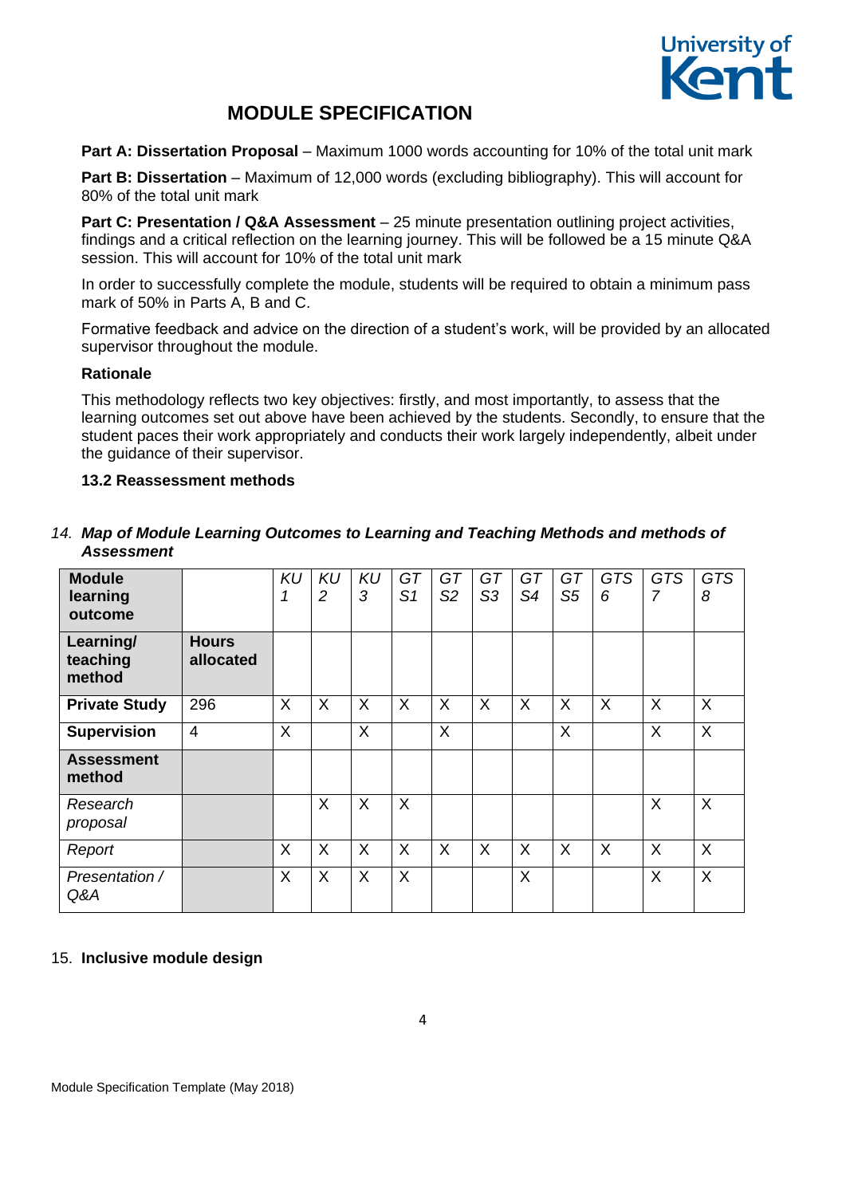**Part A: Dissertation Proposal** – Maximum 1000 words accounting for 10% of the total unit mark

**Part B: Dissertation** – Maximum of 12,000 words (excluding bibliography). This will account for 80% of the total unit mark

**Part C: Presentation / Q&A Assessment** – 25 minute presentation outlining project activities, findings and a critical reflection on the learning journey. This will be followed be a 15 minute Q&A session. This will account for 10% of the total unit mark

In order to successfully complete the module, students will be required to obtain a minimum pass mark of 50% in Parts A, B and C.

Formative feedback and advice on the direction of a student's work, will be provided by an allocated supervisor throughout the module.

**Rationale**

This methodology reflects two key objectives: firstly, and most importantly, to assess that the learning outcomes set out above have been achieved by the students. Secondly, to ensure that the student paces their work appropriately and conducts their work largely independently, albeit under the guidance of their supervisor.

**13.2 Reassessment methods**

14. ***Map of Module Learning Outcomes to Learning and Teaching Methods and methods of Assessment***

| **Module learning outcome** | | *KU 1* | *KU 2* | *KU 3* | *GT S1* | *GT S2* | *GT S3* | *GT S4* | *GT S5* | *GTS 6* | *GTS 7* | *GTS 8* |
|---|---|---|---|---|---|---|---|---|---|---|---|---|
| **Learning/ teaching method** | **Hours allocated** | | | | | | | | | | | |
| **Private Study** | 296 | X | X | X | X | X | X | X | X | X | X | X |
| **Supervision** | 4 | X | | X | | X | | | X | | X | X |
| **Assessment method** | | | | | | | | | | | | |
| *Research proposal* | | | X | X | X | | | | | | X | X |
| *Report* | | X | X | X | X | X | X | X | X | X | X | X |
| *Presentation / Q&A* | | X | X | X | X | | | X | | | X | X |

15. **Inclusive module design**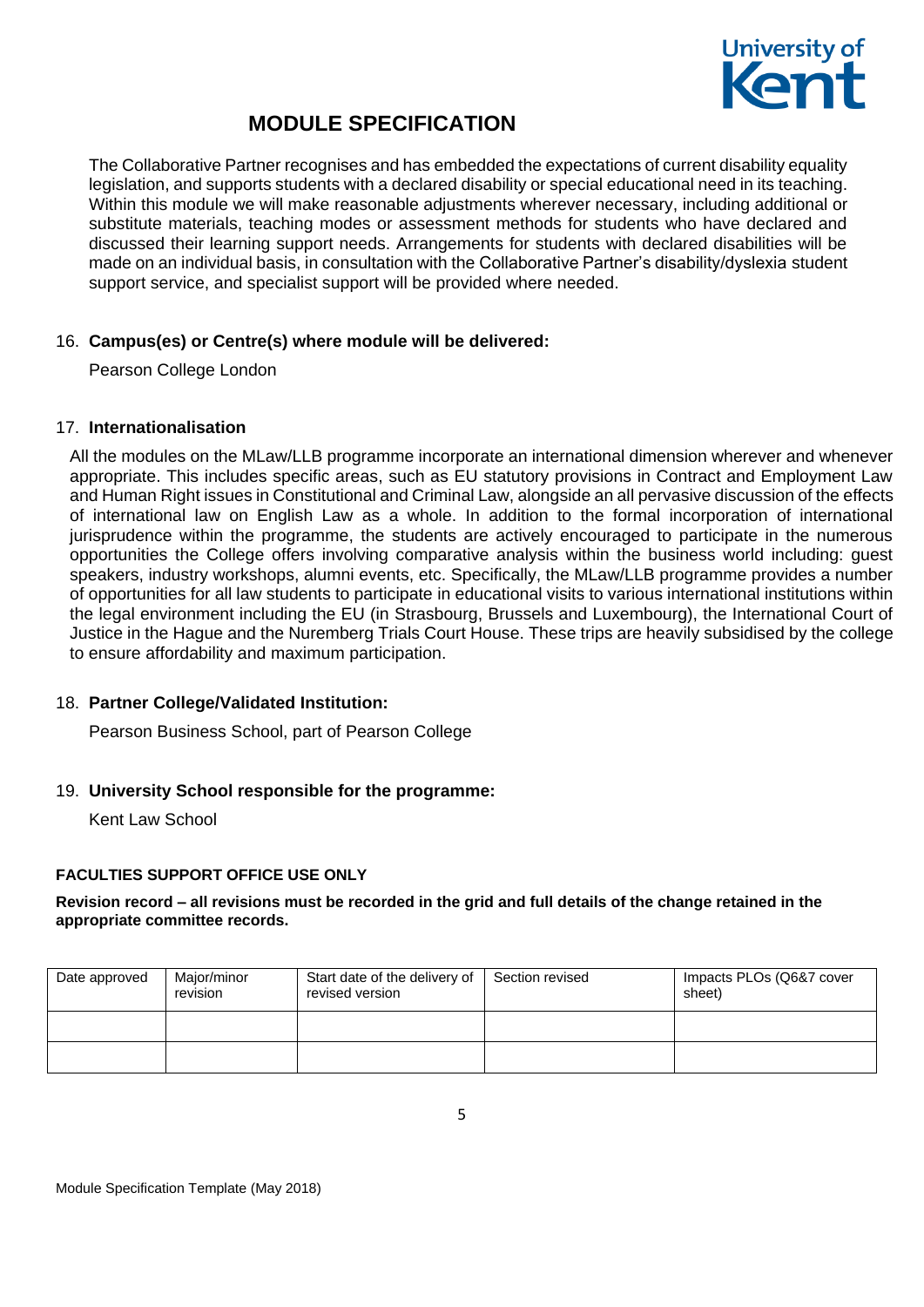# MODULE SPECIFICATION

The Collaborative Partner recognises and has embedded the expectations of current disability equality legislation, and supports students with a declared disability or special educational need in its teaching. Within this module we will make reasonable adjustments wherever necessary, including additional or substitute materials, teaching modes or assessment methods for students who have declared and discussed their learning support needs. Arrangements for students with declared disabilities will be made on an individual basis, in consultation with the Collaborative Partner's disability/dyslexia student support service, and specialist support will be provided where needed.

16. **Campus(es) or Centre(s) where module will be delivered:**

    Pearson College London

17. **Internationalisation**

    All the modules on the MLaw/LLB programme incorporate an international dimension wherever and whenever appropriate. This includes specific areas, such as EU statutory provisions in Contract and Employment Law and Human Right issues in Constitutional and Criminal Law, alongside an all pervasive discussion of the effects of international law on English Law as a whole. In addition to the formal incorporation of international jurisprudence within the programme, the students are actively encouraged to participate in the numerous opportunities the College offers involving comparative analysis within the business world including: guest speakers, industry workshops, alumni events, etc. Specifically, the MLaw/LLB programme provides a number of opportunities for all law students to participate in educational visits to various international institutions within the legal environment including the EU (in Strasbourg, Brussels and Luxembourg), the International Court of Justice in the Hague and the Nuremberg Trials Court House. These trips are heavily subsidised by the college to ensure affordability and maximum participation.

18. **Partner College/Validated Institution:**

    Pearson Business School, part of Pearson College

19. **University School responsible for the programme:**

    Kent Law School

**FACULTIES SUPPORT OFFICE USE ONLY**

**Revision record – all revisions must be recorded in the grid and full details of the change retained in the appropriate committee records.**

| Date approved | Major/minor revision | Start date of the delivery of revised version | Section revised | Impacts PLOs (Q6&7 cover sheet) |
|---|---|---|---|---|
| | | | | |
| | | | | |

Module Specification Template (May 2018)